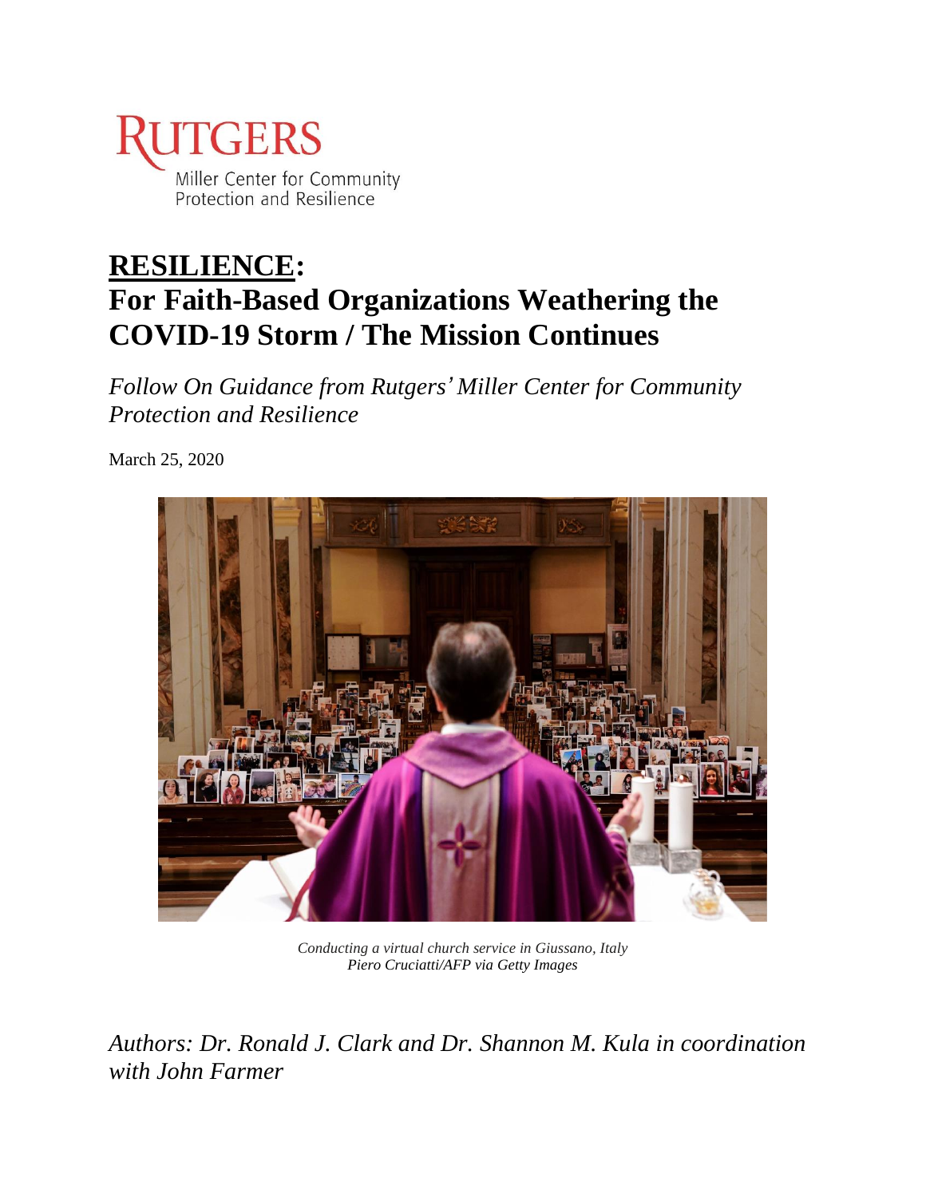RUTGERS
Miller Center for Community Protection and Resilience

# RESILIENCE: For Faith-Based Organizations Weathering the COVID-19 Storm / The Mission Continues

*Follow On Guidance from Rutgers' Miller Center for Community Protection and Resilience*

March 25, 2020

*Conducting a virtual church service in Giussano, Italy*
*Piero Cruciatti/AFP via Getty Images*

*Authors: Dr. Ronald J. Clark and Dr. Shannon M. Kula in coordination with John Farmer*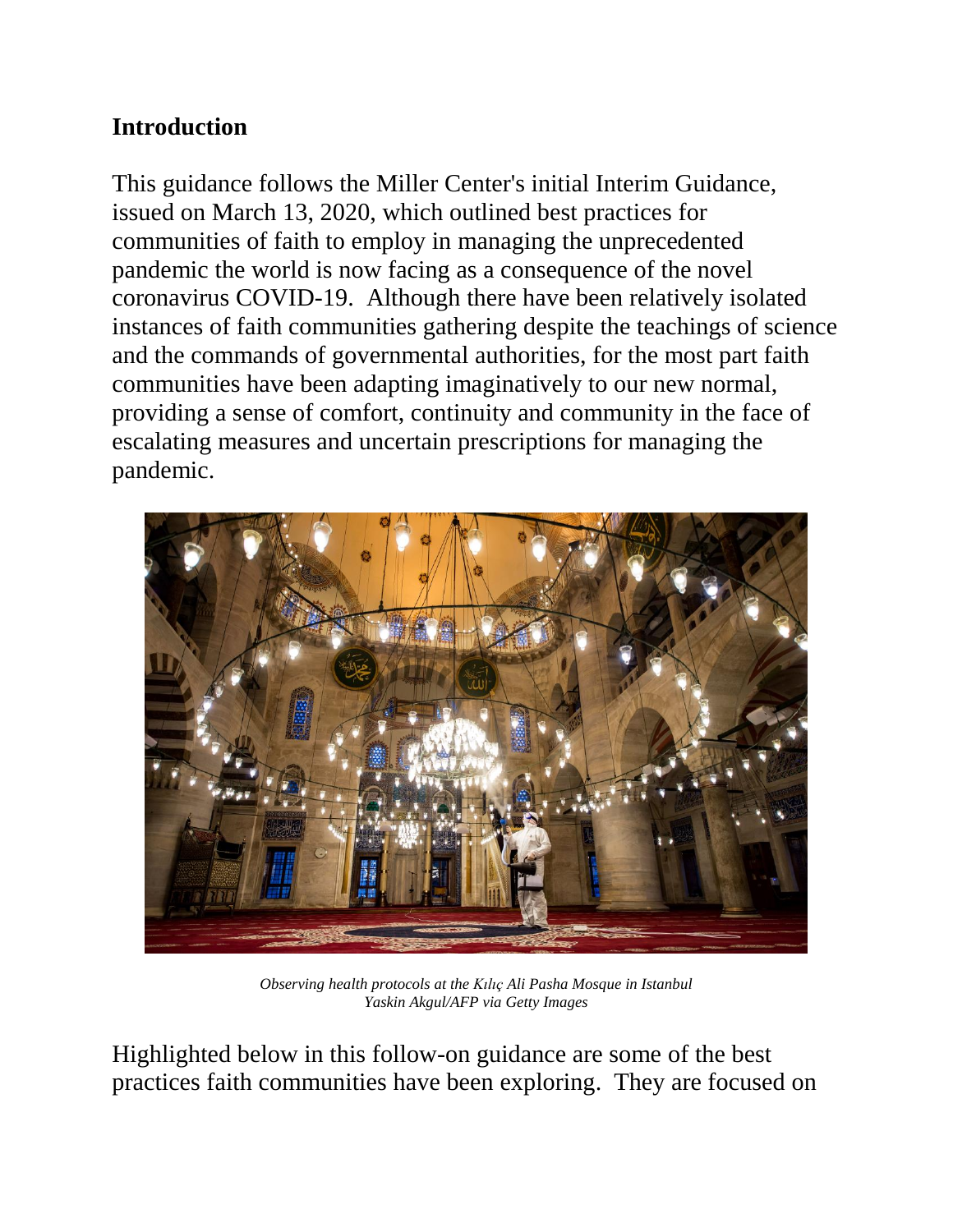## Introduction

This guidance follows the Miller Center's initial Interim Guidance, issued on March 13, 2020, which outlined best practices for communities of faith to employ in managing the unprecedented pandemic the world is now facing as a consequence of the novel coronavirus COVID-19. Although there have been relatively isolated instances of faith communities gathering despite the teachings of science and the commands of governmental authorities, for the most part faith communities have been adapting imaginatively to our new normal, providing a sense of comfort, continuity and community in the face of escalating measures and uncertain prescriptions for managing the pandemic.

*Observing health protocols at the Kılıç Ali Pasha Mosque in Istanbul*
*Yaskin Akgul/AFP via Getty Images*

Highlighted below in this follow-on guidance are some of the best practices faith communities have been exploring. They are focused on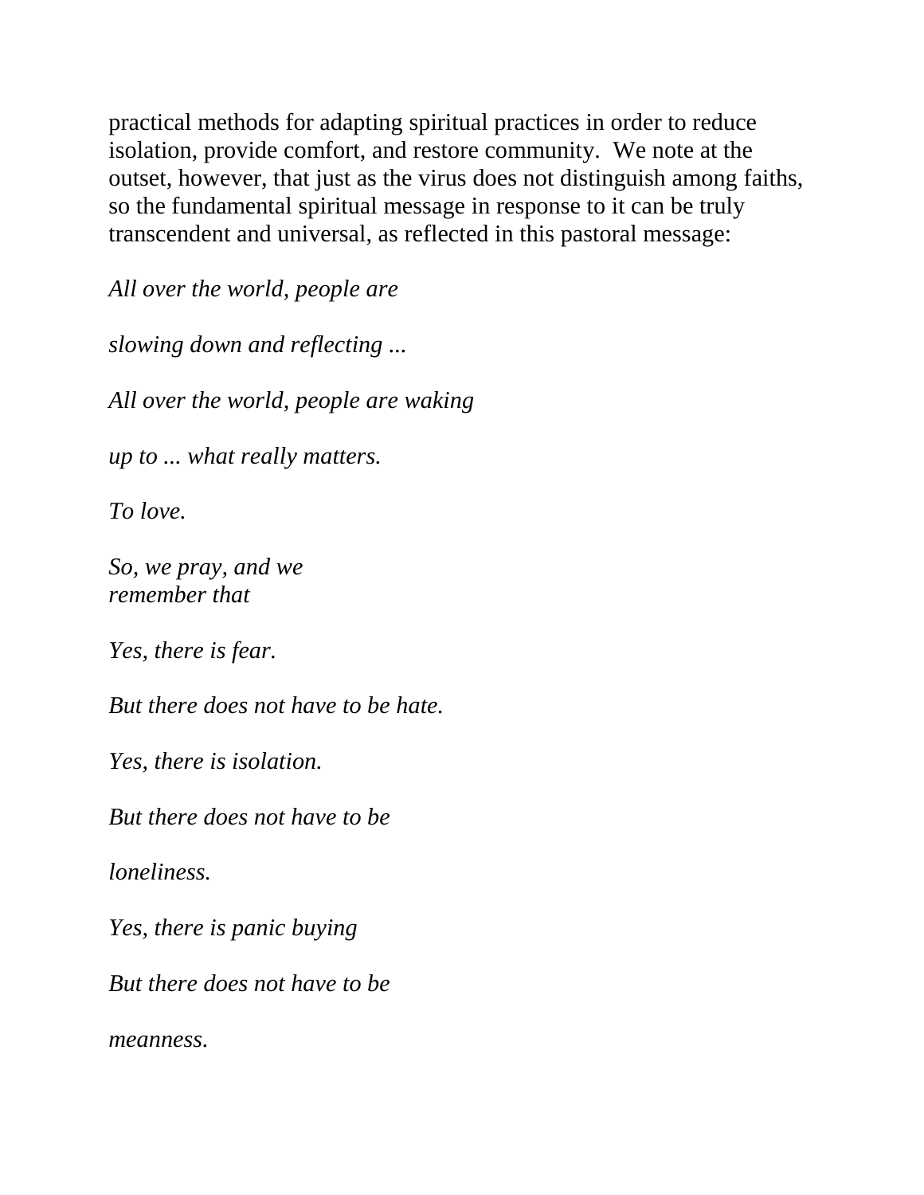practical methods for adapting spiritual practices in order to reduce isolation, provide comfort, and restore community. We note at the outset, however, that just as the virus does not distinguish among faiths, so the fundamental spiritual message in response to it can be truly transcendent and universal, as reflected in this pastoral message:

*All over the world, people are*

*slowing down and reflecting ...*

*All over the world, people are waking*

*up to ... what really matters.*

*To love.*

*So, we pray, and we*
*remember that*

*Yes, there is fear.*

*But there does not have to be hate.*

*Yes, there is isolation.*

*But there does not have to be*

*loneliness.*

*Yes, there is panic buying*

*But there does not have to be*

*meanness.*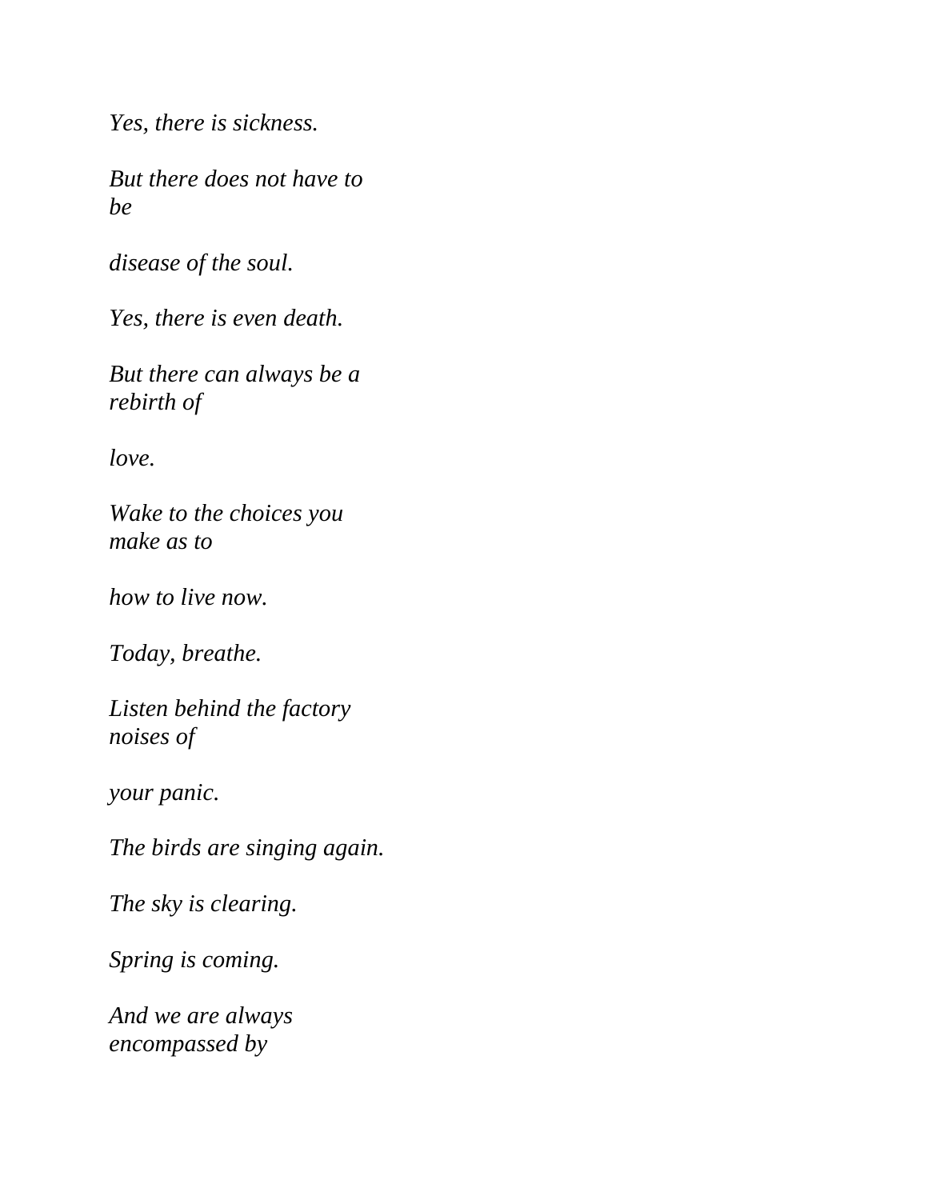*Yes, there is sickness.*

*But there does not have to be*

*disease of the soul.*

*Yes, there is even death.*

*But there can always be a rebirth of*

*love.*

*Wake to the choices you make as to*

*how to live now.*

*Today, breathe.*

*Listen behind the factory noises of*

*your panic.*

*The birds are singing again.*

*The sky is clearing.*

*Spring is coming.*

*And we are always encompassed by*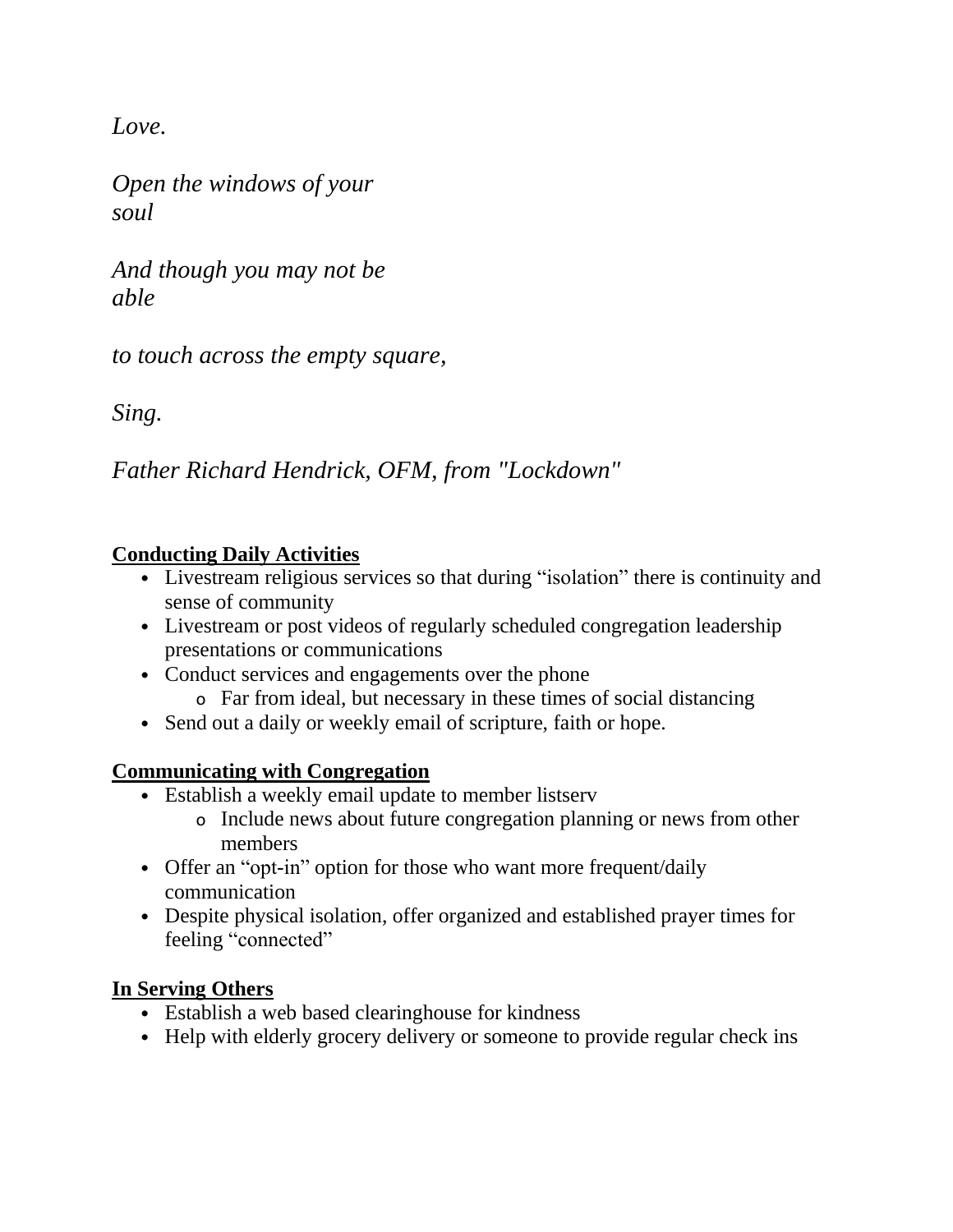*Love.*

*Open the windows of your soul*

*And though you may not be able*

*to touch across the empty square,*

*Sing.*

*Father Richard Hendrick, OFM, from "Lockdown"*

**Conducting Daily Activities**

- Livestream religious services so that during "isolation" there is continuity and sense of community
- Livestream or post videos of regularly scheduled congregation leadership presentations or communications
- Conduct services and engagements over the phone
  - Far from ideal, but necessary in these times of social distancing
- Send out a daily or weekly email of scripture, faith or hope.

**Communicating with Congregation**

- Establish a weekly email update to member listserv
  - Include news about future congregation planning or news from other members
- Offer an "opt-in" option for those who want more frequent/daily communication
- Despite physical isolation, offer organized and established prayer times for feeling "connected"

**In Serving Others**

- Establish a web based clearinghouse for kindness
- Help with elderly grocery delivery or someone to provide regular check ins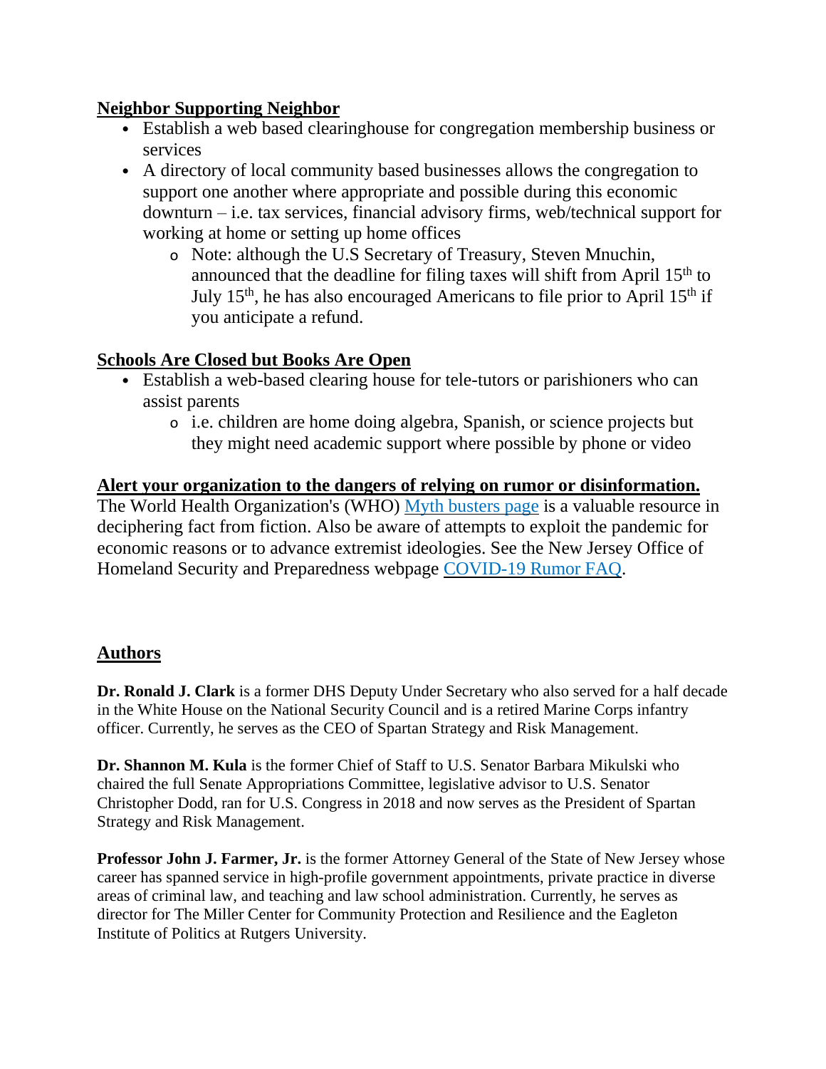**Neighbor Supporting Neighbor**

- Establish a web based clearinghouse for congregation membership business or services
- A directory of local community based businesses allows the congregation to support one another where appropriate and possible during this economic downturn – i.e. tax services, financial advisory firms, web/technical support for working at home or setting up home offices
  - Note: although the U.S Secretary of Treasury, Steven Mnuchin, announced that the deadline for filing taxes will shift from April 15th to July 15th, he has also encouraged Americans to file prior to April 15th if you anticipate a refund.

**Schools Are Closed but Books Are Open**

- Establish a web-based clearing house for tele-tutors or parishioners who can assist parents
  - i.e. children are home doing algebra, Spanish, or science projects but they might need academic support where possible by phone or video

**Alert your organization to the dangers of relying on rumor or disinformation.**

The World Health Organization's (WHO) Myth busters page is a valuable resource in deciphering fact from fiction. Also be aware of attempts to exploit the pandemic for economic reasons or to advance extremist ideologies. See the New Jersey Office of Homeland Security and Preparedness webpage COVID-19 Rumor FAQ.

## Authors

**Dr. Ronald J. Clark** is a former DHS Deputy Under Secretary who also served for a half decade in the White House on the National Security Council and is a retired Marine Corps infantry officer. Currently, he serves as the CEO of Spartan Strategy and Risk Management.

**Dr. Shannon M. Kula** is the former Chief of Staff to U.S. Senator Barbara Mikulski who chaired the full Senate Appropriations Committee, legislative advisor to U.S. Senator Christopher Dodd, ran for U.S. Congress in 2018 and now serves as the President of Spartan Strategy and Risk Management.

**Professor John J. Farmer, Jr.** is the former Attorney General of the State of New Jersey whose career has spanned service in high-profile government appointments, private practice in diverse areas of criminal law, and teaching and law school administration. Currently, he serves as director for The Miller Center for Community Protection and Resilience and the Eagleton Institute of Politics at Rutgers University.